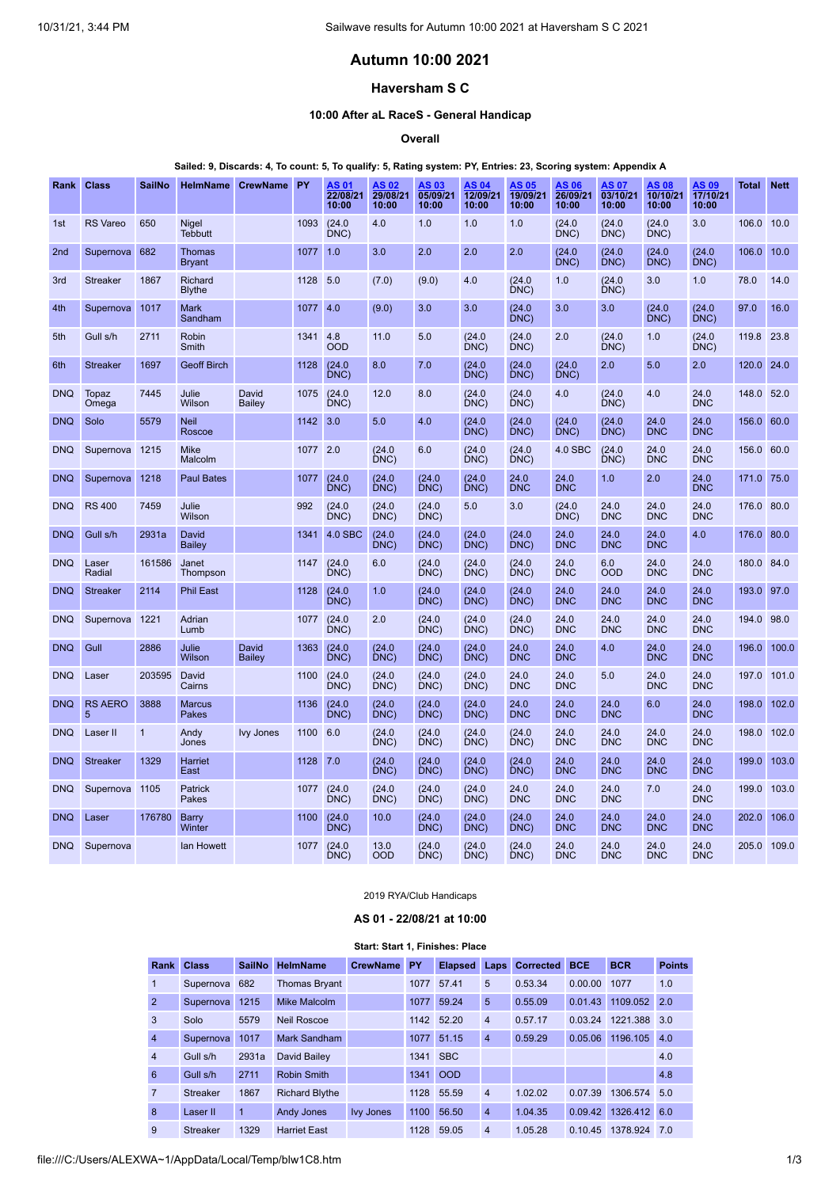# Autumn 10:00 2021

## Haversham S C

### 10:00 After aL RaceS - General Handicap

#### Overall

**Sailed: 9, Discards: 4, To count: 5, To qualify: 5, Rating system: PY, Entries: 23, Scoring system: Appendix A**

| Rank | Class | SailNo | HelmName | CrewName | PY | AS 01 22/08/21 10:00 | AS 02 29/08/21 10:00 | AS 03 05/09/21 10:00 | AS 04 12/09/21 10:00 | AS 05 19/09/21 10:00 | AS 06 26/09/21 10:00 | AS 07 03/10/21 10:00 | AS 08 10/10/21 10:00 | AS 09 17/10/21 10:00 | Total | Nett |
|---|---|---|---|---|---|---|---|---|---|---|---|---|---|---|---|---|
| 1st | RS Vareo | 650 | Nigel Tebbutt | | 1093 | (24.0 DNC) | 4.0 | 1.0 | 1.0 | 1.0 | (24.0 DNC) | (24.0 DNC) | (24.0 DNC) | 3.0 | 106.0 | 10.0 |
| 2nd | Supernova | 682 | Thomas Bryant | | 1077 | 1.0 | 3.0 | 2.0 | 2.0 | 2.0 | (24.0 DNC) | (24.0 DNC) | (24.0 DNC) | (24.0 DNC) | 106.0 | 10.0 |
| 3rd | Streaker | 1867 | Richard Blythe | | 1128 | 5.0 | (7.0) | (9.0) | 4.0 | (24.0 DNC) | 1.0 | (24.0 DNC) | 3.0 | 1.0 | 78.0 | 14.0 |
| 4th | Supernova | 1017 | Mark Sandham | | 1077 | 4.0 | (9.0) | 3.0 | 3.0 | (24.0 DNC) | 3.0 | 3.0 | (24.0 DNC) | (24.0 DNC) | 97.0 | 16.0 |
| 5th | Gull s/h | 2711 | Robin Smith | | 1341 | 4.8 OOD | 11.0 | 5.0 | (24.0 DNC) | (24.0 DNC) | 2.0 | (24.0 DNC) | 1.0 | (24.0 DNC) | 119.8 | 23.8 |
| 6th | Streaker | 1697 | Geoff Birch | | 1128 | (24.0 DNC) | 8.0 | 7.0 | (24.0 DNC) | (24.0 DNC) | (24.0 DNC) | 2.0 | 5.0 | 2.0 | 120.0 | 24.0 |
| DNQ | Topaz Omega | 7445 | Julie Wilson | David Bailey | 1075 | (24.0 DNC) | 12.0 | 8.0 | (24.0 DNC) | (24.0 DNC) | 4.0 | (24.0 DNC) | 4.0 | 24.0 DNC | 148.0 | 52.0 |
| DNQ | Solo | 5579 | Neil Roscoe | | 1142 | 3.0 | 5.0 | 4.0 | (24.0 DNC) | (24.0 DNC) | (24.0 DNC) | (24.0 DNC) | 24.0 DNC | 24.0 DNC | 156.0 | 60.0 |
| DNQ | Supernova | 1215 | Mike Malcolm | | 1077 | 2.0 | (24.0 DNC) | 6.0 | (24.0 DNC) | (24.0 DNC) | 4.0 SBC | (24.0 DNC) | 24.0 DNC | 24.0 DNC | 156.0 | 60.0 |
| DNQ | Supernova | 1218 | Paul Bates | | 1077 | (24.0 DNC) | (24.0 DNC) | (24.0 DNC) | (24.0 DNC) | 24.0 DNC | 24.0 DNC | 1.0 | 2.0 | 24.0 DNC | 171.0 | 75.0 |
| DNQ | RS 400 | 7459 | Julie Wilson | | 992 | (24.0 DNC) | (24.0 DNC) | (24.0 DNC) | 5.0 | 3.0 | (24.0 DNC) | 24.0 DNC | 24.0 DNC | 24.0 DNC | 176.0 | 80.0 |
| DNQ | Gull s/h | 2931a | David Bailey | | 1341 | 4.0 SBC | (24.0 DNC) | (24.0 DNC) | (24.0 DNC) | (24.0 DNC) | 24.0 DNC | 24.0 DNC | 24.0 DNC | 4.0 | 176.0 | 80.0 |
| DNQ | Laser Radial | 161586 | Janet Thompson | | 1147 | (24.0 DNC) | 6.0 | (24.0 DNC) | (24.0 DNC) | (24.0 DNC) | 24.0 DNC | 6.0 OOD | 24.0 DNC | 24.0 DNC | 180.0 | 84.0 |
| DNQ | Streaker | 2114 | Phil East | | 1128 | (24.0 DNC) | 1.0 | (24.0 DNC) | (24.0 DNC) | (24.0 DNC) | 24.0 DNC | 24.0 DNC | 24.0 DNC | 24.0 DNC | 193.0 | 97.0 |
| DNQ | Supernova | 1221 | Adrian Lumb | | 1077 | (24.0 DNC) | 2.0 | (24.0 DNC) | (24.0 DNC) | (24.0 DNC) | 24.0 DNC | 24.0 DNC | 24.0 DNC | 24.0 DNC | 194.0 | 98.0 |
| DNQ | Gull | 2886 | Julie Wilson | David Bailey | 1363 | (24.0 DNC) | (24.0 DNC) | (24.0 DNC) | (24.0 DNC) | 24.0 DNC | 24.0 DNC | 4.0 | 24.0 DNC | 24.0 DNC | 196.0 | 100.0 |
| DNQ | Laser | 203595 | David Cairns | | 1100 | (24.0 DNC) | (24.0 DNC) | (24.0 DNC) | (24.0 DNC) | 24.0 DNC | 24.0 DNC | 5.0 | 24.0 DNC | 24.0 DNC | 197.0 | 101.0 |
| DNQ | RS AERO 5 | 3888 | Marcus Pakes | | 1136 | (24.0 DNC) | (24.0 DNC) | (24.0 DNC) | (24.0 DNC) | 24.0 DNC | 24.0 DNC | 24.0 DNC | 6.0 | 24.0 DNC | 198.0 | 102.0 |
| DNQ | Laser II | 1 | Andy Jones | Ivy Jones | 1100 | 6.0 | (24.0 DNC) | (24.0 DNC) | (24.0 DNC) | (24.0 DNC) | 24.0 DNC | 24.0 DNC | 24.0 DNC | 24.0 DNC | 198.0 | 102.0 |
| DNQ | Streaker | 1329 | Harriet East | | 1128 | 7.0 | (24.0 DNC) | (24.0 DNC) | (24.0 DNC) | (24.0 DNC) | 24.0 DNC | 24.0 DNC | 24.0 DNC | 24.0 DNC | 199.0 | 103.0 |
| DNQ | Supernova | 1105 | Patrick Pakes | | 1077 | (24.0 DNC) | (24.0 DNC) | (24.0 DNC) | (24.0 DNC) | 24.0 DNC | 24.0 DNC | 24.0 DNC | 7.0 | 24.0 DNC | 199.0 | 103.0 |
| DNQ | Laser | 176780 | Barry Winter | | 1100 | (24.0 DNC) | 10.0 | (24.0 DNC) | (24.0 DNC) | (24.0 DNC) | 24.0 DNC | 24.0 DNC | 24.0 DNC | 24.0 DNC | 202.0 | 106.0 |
| DNQ | Supernova | | Ian Howett | | 1077 | (24.0 DNC) | 13.0 OOD | (24.0 DNC) | (24.0 DNC) | (24.0 DNC) | 24.0 DNC | 24.0 DNC | 24.0 DNC | 24.0 DNC | 205.0 | 109.0 |

2019 RYA/Club Handicaps

#### AS 01 - 22/08/21 at 10:00

**Start: Start 1, Finishes: Place**

| Rank | Class | SailNo | HelmName | CrewName | PY | Elapsed | Laps | Corrected | BCE | BCR | Points |
|---|---|---|---|---|---|---|---|---|---|---|---|
| 1 | Supernova | 682 | Thomas Bryant | | 1077 | 57.41 | 5 | 0.53.34 | 0.00.00 | 1077 | 1.0 |
| 2 | Supernova | 1215 | Mike Malcolm | | 1077 | 59.24 | 5 | 0.55.09 | 0.01.43 | 1109.052 | 2.0 |
| 3 | Solo | 5579 | Neil Roscoe | | 1142 | 52.20 | 4 | 0.57.17 | 0.03.24 | 1221.388 | 3.0 |
| 4 | Supernova | 1017 | Mark Sandham | | 1077 | 51.15 | 4 | 0.59.29 | 0.05.06 | 1196.105 | 4.0 |
| 4 | Gull s/h | 2931a | David Bailey | | 1341 | SBC | | | | | 4.0 |
| 6 | Gull s/h | 2711 | Robin Smith | | 1341 | OOD | | | | | 4.8 |
| 7 | Streaker | 1867 | Richard Blythe | | 1128 | 55.59 | 4 | 1.02.02 | 0.07.39 | 1306.574 | 5.0 |
| 8 | Laser II | 1 | Andy Jones | Ivy Jones | 1100 | 56.50 | 4 | 1.04.35 | 0.09.42 | 1326.412 | 6.0 |
| 9 | Streaker | 1329 | Harriet East | | 1128 | 59.05 | 4 | 1.05.28 | 0.10.45 | 1378.924 | 7.0 |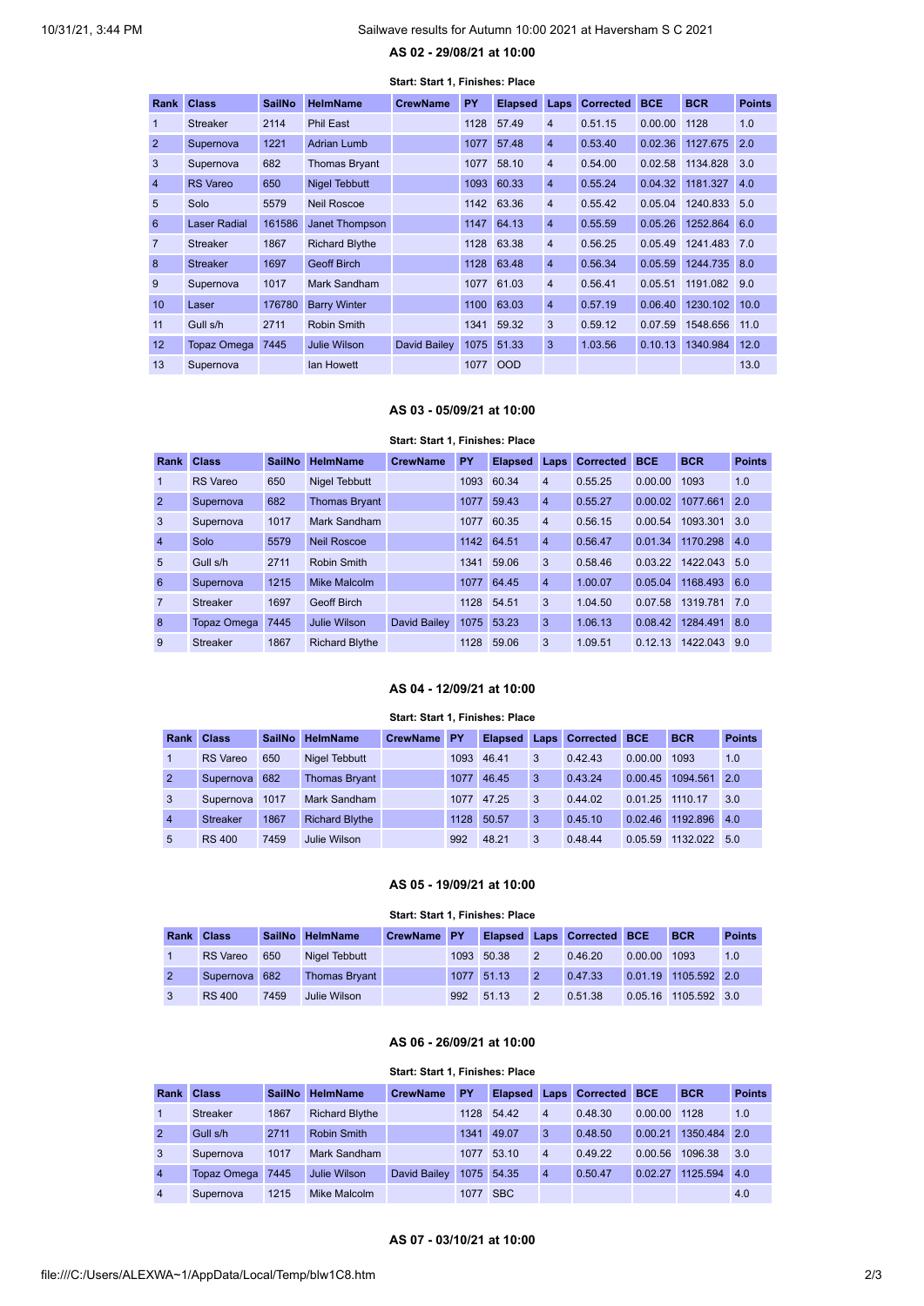### AS 02 - 29/08/21 at 10:00

**Start: Start 1, Finishes: Place**

| Rank | Class | SailNo | HelmName | CrewName | PY | Elapsed | Laps | Corrected | BCE | BCR | Points |
|---|---|---|---|---|---|---|---|---|---|---|---|
| 1 | Streaker | 2114 | Phil East | | 1128 | 57.49 | 4 | 0.51.15 | 0.00.00 | 1128 | 1.0 |
| 2 | Supernova | 1221 | Adrian Lumb | | 1077 | 57.48 | 4 | 0.53.40 | 0.02.36 | 1127.675 | 2.0 |
| 3 | Supernova | 682 | Thomas Bryant | | 1077 | 58.10 | 4 | 0.54.00 | 0.02.58 | 1134.828 | 3.0 |
| 4 | RS Vareo | 650 | Nigel Tebbutt | | 1093 | 60.33 | 4 | 0.55.24 | 0.04.32 | 1181.327 | 4.0 |
| 5 | Solo | 5579 | Neil Roscoe | | 1142 | 63.36 | 4 | 0.55.42 | 0.05.04 | 1240.833 | 5.0 |
| 6 | Laser Radial | 161586 | Janet Thompson | | 1147 | 64.13 | 4 | 0.55.59 | 0.05.26 | 1252.864 | 6.0 |
| 7 | Streaker | 1867 | Richard Blythe | | 1128 | 63.38 | 4 | 0.56.25 | 0.05.49 | 1241.483 | 7.0 |
| 8 | Streaker | 1697 | Geoff Birch | | 1128 | 63.48 | 4 | 0.56.34 | 0.05.59 | 1244.735 | 8.0 |
| 9 | Supernova | 1017 | Mark Sandham | | 1077 | 61.03 | 4 | 0.56.41 | 0.05.51 | 1191.082 | 9.0 |
| 10 | Laser | 176780 | Barry Winter | | 1100 | 63.03 | 4 | 0.57.19 | 0.06.40 | 1230.102 | 10.0 |
| 11 | Gull s/h | 2711 | Robin Smith | | 1341 | 59.32 | 3 | 0.59.12 | 0.07.59 | 1548.656 | 11.0 |
| 12 | Topaz Omega | 7445 | Julie Wilson | David Bailey | 1075 | 51.33 | 3 | 1.03.56 | 0.10.13 | 1340.984 | 12.0 |
| 13 | Supernova | | Ian Howett | | 1077 | OOD | | | | | 13.0 |

### AS 03 - 05/09/21 at 10:00

**Start: Start 1, Finishes: Place**

| Rank | Class | SailNo | HelmName | CrewName | PY | Elapsed | Laps | Corrected | BCE | BCR | Points |
|---|---|---|---|---|---|---|---|---|---|---|---|
| 1 | RS Vareo | 650 | Nigel Tebbutt | | 1093 | 60.34 | 4 | 0.55.25 | 0.00.00 | 1093 | 1.0 |
| 2 | Supernova | 682 | Thomas Bryant | | 1077 | 59.43 | 4 | 0.55.27 | 0.00.02 | 1077.661 | 2.0 |
| 3 | Supernova | 1017 | Mark Sandham | | 1077 | 60.35 | 4 | 0.56.15 | 0.00.54 | 1093.301 | 3.0 |
| 4 | Solo | 5579 | Neil Roscoe | | 1142 | 64.51 | 4 | 0.56.47 | 0.01.34 | 1170.298 | 4.0 |
| 5 | Gull s/h | 2711 | Robin Smith | | 1341 | 59.06 | 3 | 0.58.46 | 0.03.22 | 1422.043 | 5.0 |
| 6 | Supernova | 1215 | Mike Malcolm | | 1077 | 64.45 | 4 | 1.00.07 | 0.05.04 | 1168.493 | 6.0 |
| 7 | Streaker | 1697 | Geoff Birch | | 1128 | 54.51 | 3 | 1.04.50 | 0.07.58 | 1319.781 | 7.0 |
| 8 | Topaz Omega | 7445 | Julie Wilson | David Bailey | 1075 | 53.23 | 3 | 1.06.13 | 0.08.42 | 1284.491 | 8.0 |
| 9 | Streaker | 1867 | Richard Blythe | | 1128 | 59.06 | 3 | 1.09.51 | 0.12.13 | 1422.043 | 9.0 |

### AS 04 - 12/09/21 at 10:00

**Start: Start 1, Finishes: Place**

| Rank | Class | SailNo | HelmName | CrewName | PY | Elapsed | Laps | Corrected | BCE | BCR | Points |
|---|---|---|---|---|---|---|---|---|---|---|---|
| 1 | RS Vareo | 650 | Nigel Tebbutt | | 1093 | 46.41 | 3 | 0.42.43 | 0.00.00 | 1093 | 1.0 |
| 2 | Supernova | 682 | Thomas Bryant | | 1077 | 46.45 | 3 | 0.43.24 | 0.00.45 | 1094.561 | 2.0 |
| 3 | Supernova | 1017 | Mark Sandham | | 1077 | 47.25 | 3 | 0.44.02 | 0.01.25 | 1110.17 | 3.0 |
| 4 | Streaker | 1867 | Richard Blythe | | 1128 | 50.57 | 3 | 0.45.10 | 0.02.46 | 1192.896 | 4.0 |
| 5 | RS 400 | 7459 | Julie Wilson | | 992 | 48.21 | 3 | 0.48.44 | 0.05.59 | 1132.022 | 5.0 |

### AS 05 - 19/09/21 at 10:00

**Start: Start 1, Finishes: Place**

| Rank | Class | SailNo | HelmName | CrewName | PY | Elapsed | Laps | Corrected | BCE | BCR | Points |
|---|---|---|---|---|---|---|---|---|---|---|---|
| 1 | RS Vareo | 650 | Nigel Tebbutt | | 1093 | 50.38 | 2 | 0.46.20 | 0.00.00 | 1093 | 1.0 |
| 2 | Supernova | 682 | Thomas Bryant | | 1077 | 51.13 | 2 | 0.47.33 | 0.01.19 | 1105.592 | 2.0 |
| 3 | RS 400 | 7459 | Julie Wilson | | 992 | 51.13 | 2 | 0.51.38 | 0.05.16 | 1105.592 | 3.0 |

### AS 06 - 26/09/21 at 10:00

**Start: Start 1, Finishes: Place**

| Rank | Class | SailNo | HelmName | CrewName | PY | Elapsed | Laps | Corrected | BCE | BCR | Points |
|---|---|---|---|---|---|---|---|---|---|---|---|
| 1 | Streaker | 1867 | Richard Blythe | | 1128 | 54.42 | 4 | 0.48.30 | 0.00.00 | 1128 | 1.0 |
| 2 | Gull s/h | 2711 | Robin Smith | | 1341 | 49.07 | 3 | 0.48.50 | 0.00.21 | 1350.484 | 2.0 |
| 3 | Supernova | 1017 | Mark Sandham | | 1077 | 53.10 | 4 | 0.49.22 | 0.00.56 | 1096.38 | 3.0 |
| 4 | Topaz Omega | 7445 | Julie Wilson | David Bailey | 1075 | 54.35 | 4 | 0.50.47 | 0.02.27 | 1125.594 | 4.0 |
| 4 | Supernova | 1215 | Mike Malcolm | | 1077 | SBC | | | | | 4.0 |

### AS 07 - 03/10/21 at 10:00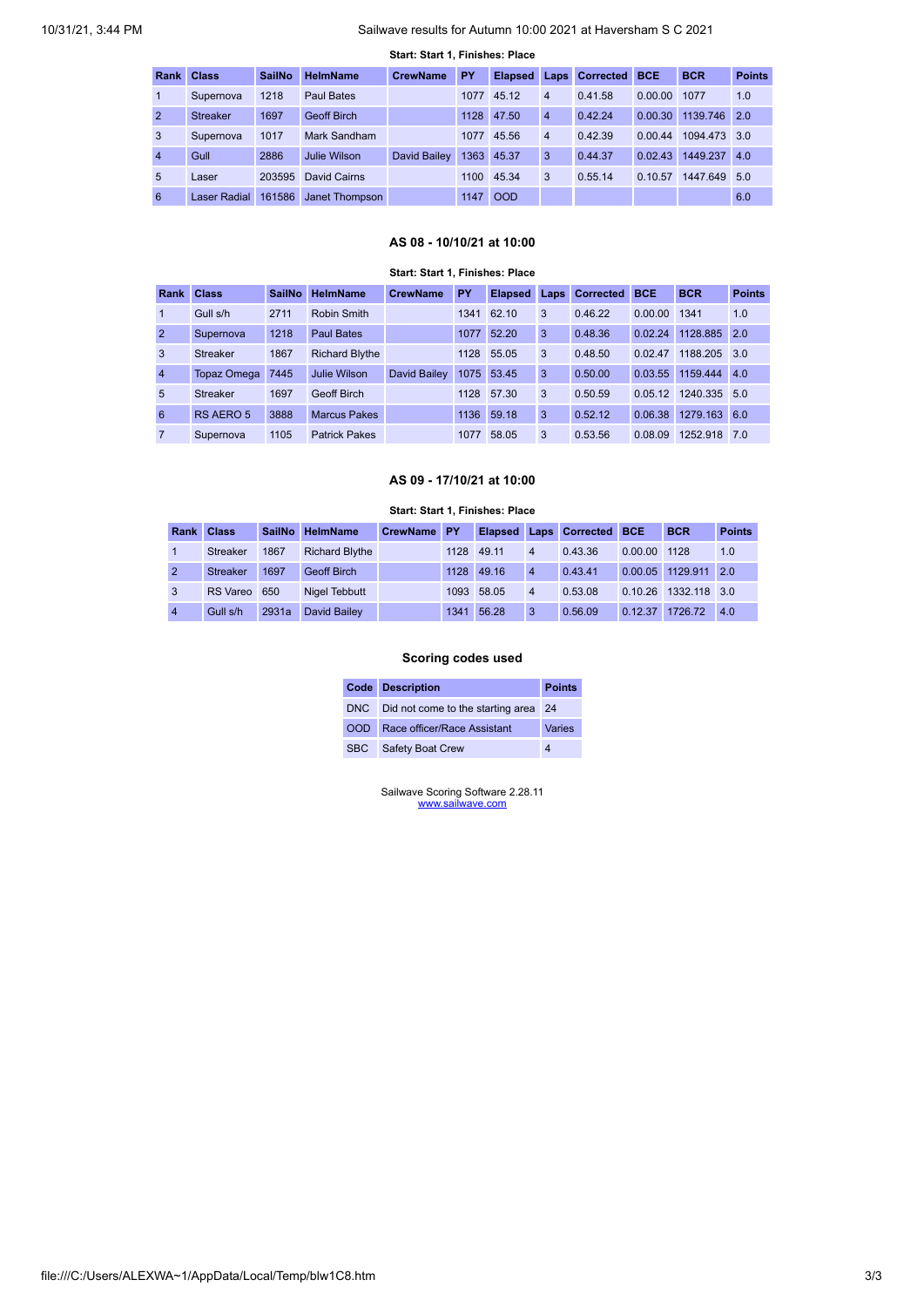**Start: Start 1, Finishes: Place**

| Rank | Class | SailNo | HelmName | CrewName | PY | Elapsed | Laps | Corrected | BCE | BCR | Points |
|---|---|---|---|---|---|---|---|---|---|---|---|
| 1 | Supernova | 1218 | Paul Bates | | 1077 | 45.12 | 4 | 0.41.58 | 0.00.00 | 1077 | 1.0 |
| 2 | Streaker | 1697 | Geoff Birch | | 1128 | 47.50 | 4 | 0.42.24 | 0.00.30 | 1139.746 | 2.0 |
| 3 | Supernova | 1017 | Mark Sandham | | 1077 | 45.56 | 4 | 0.42.39 | 0.00.44 | 1094.473 | 3.0 |
| 4 | Gull | 2886 | Julie Wilson | David Bailey | 1363 | 45.37 | 3 | 0.44.37 | 0.02.43 | 1449.237 | 4.0 |
| 5 | Laser | 203595 | David Cairns | | 1100 | 45.34 | 3 | 0.55.14 | 0.10.57 | 1447.649 | 5.0 |
| 6 | Laser Radial | 161586 | Janet Thompson | | 1147 | OOD | | | | | 6.0 |

### AS 08 - 10/10/21 at 10:00

**Start: Start 1, Finishes: Place**

| Rank | Class | SailNo | HelmName | CrewName | PY | Elapsed | Laps | Corrected | BCE | BCR | Points |
|---|---|---|---|---|---|---|---|---|---|---|---|
| 1 | Gull s/h | 2711 | Robin Smith | | 1341 | 62.10 | 3 | 0.46.22 | 0.00.00 | 1341 | 1.0 |
| 2 | Supernova | 1218 | Paul Bates | | 1077 | 52.20 | 3 | 0.48.36 | 0.02.24 | 1128.885 | 2.0 |
| 3 | Streaker | 1867 | Richard Blythe | | 1128 | 55.05 | 3 | 0.48.50 | 0.02.47 | 1188.205 | 3.0 |
| 4 | Topaz Omega | 7445 | Julie Wilson | David Bailey | 1075 | 53.45 | 3 | 0.50.00 | 0.03.55 | 1159.444 | 4.0 |
| 5 | Streaker | 1697 | Geoff Birch | | 1128 | 57.30 | 3 | 0.50.59 | 0.05.12 | 1240.335 | 5.0 |
| 6 | RS AERO 5 | 3888 | Marcus Pakes | | 1136 | 59.18 | 3 | 0.52.12 | 0.06.38 | 1279.163 | 6.0 |
| 7 | Supernova | 1105 | Patrick Pakes | | 1077 | 58.05 | 3 | 0.53.56 | 0.08.09 | 1252.918 | 7.0 |

### AS 09 - 17/10/21 at 10:00

**Start: Start 1, Finishes: Place**

| Rank | Class | SailNo | HelmName | CrewName | PY | Elapsed | Laps | Corrected | BCE | BCR | Points |
|---|---|---|---|---|---|---|---|---|---|---|---|
| 1 | Streaker | 1867 | Richard Blythe | | 1128 | 49.11 | 4 | 0.43.36 | 0.00.00 | 1128 | 1.0 |
| 2 | Streaker | 1697 | Geoff Birch | | 1128 | 49.16 | 4 | 0.43.41 | 0.00.05 | 1129.911 | 2.0 |
| 3 | RS Vareo | 650 | Nigel Tebbutt | | 1093 | 58.05 | 4 | 0.53.08 | 0.10.26 | 1332.118 | 3.0 |
| 4 | Gull s/h | 2931a | David Bailey | | 1341 | 56.28 | 3 | 0.56.09 | 0.12.37 | 1726.72 | 4.0 |

### Scoring codes used

| Code | Description | Points |
|---|---|---|
| DNC | Did not come to the starting area | 24 |
| OOD | Race officer/Race Assistant | Varies |
| SBC | Safety Boat Crew | 4 |

Sailwave Scoring Software 2.28.11
www.sailwave.com